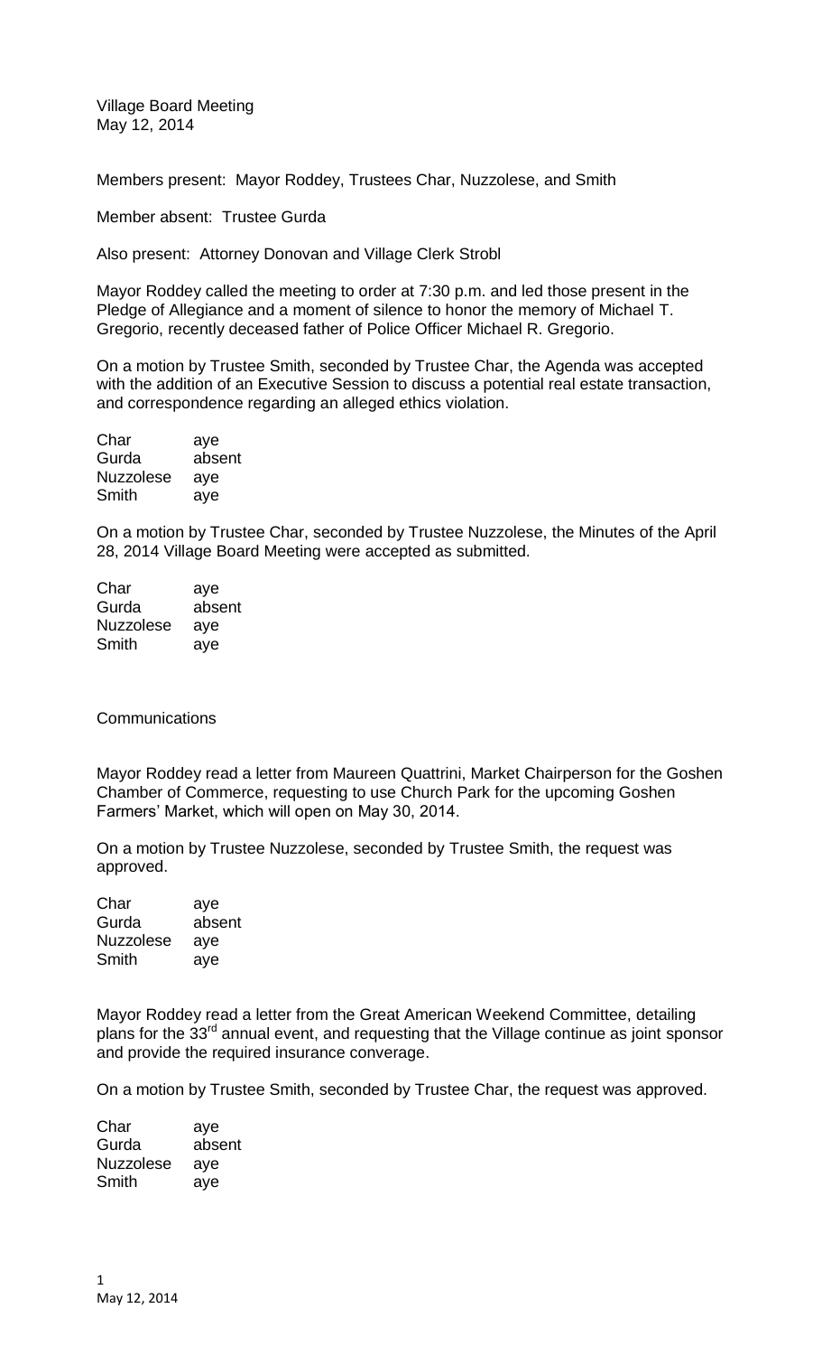Village Board Meeting
May 12, 2014

Members present: Mayor Roddey, Trustees Char, Nuzzolese, and Smith

Member absent: Trustee Gurda

Also present: Attorney Donovan and Village Clerk Strobl

Mayor Roddey called the meeting to order at 7:30 p.m. and led those present in the Pledge of Allegiance and a moment of silence to honor the memory of Michael T. Gregorio, recently deceased father of Police Officer Michael R. Gregorio.

On a motion by Trustee Smith, seconded by Trustee Char, the Agenda was accepted with the addition of an Executive Session to discuss a potential real estate transaction, and correspondence regarding an alleged ethics violation.

| | |
|---|---|
| Char | aye |
| Gurda | absent |
| Nuzzolese | aye |
| Smith | aye |

On a motion by Trustee Char, seconded by Trustee Nuzzolese, the Minutes of the April 28, 2014 Village Board Meeting were accepted as submitted.

| | |
|---|---|
| Char | aye |
| Gurda | absent |
| Nuzzolese | aye |
| Smith | aye |

Communications

Mayor Roddey read a letter from Maureen Quattrini, Market Chairperson for the Goshen Chamber of Commerce, requesting to use Church Park for the upcoming Goshen Farmers' Market, which will open on May 30, 2014.

On a motion by Trustee Nuzzolese, seconded by Trustee Smith, the request was approved.

| | |
|---|---|
| Char | aye |
| Gurda | absent |
| Nuzzolese | aye |
| Smith | aye |

Mayor Roddey read a letter from the Great American Weekend Committee, detailing plans for the 33rd annual event, and requesting that the Village continue as joint sponsor and provide the required insurance converage.

On a motion by Trustee Smith, seconded by Trustee Char, the request was approved.

| | |
|---|---|
| Char | aye |
| Gurda | absent |
| Nuzzolese | aye |
| Smith | aye |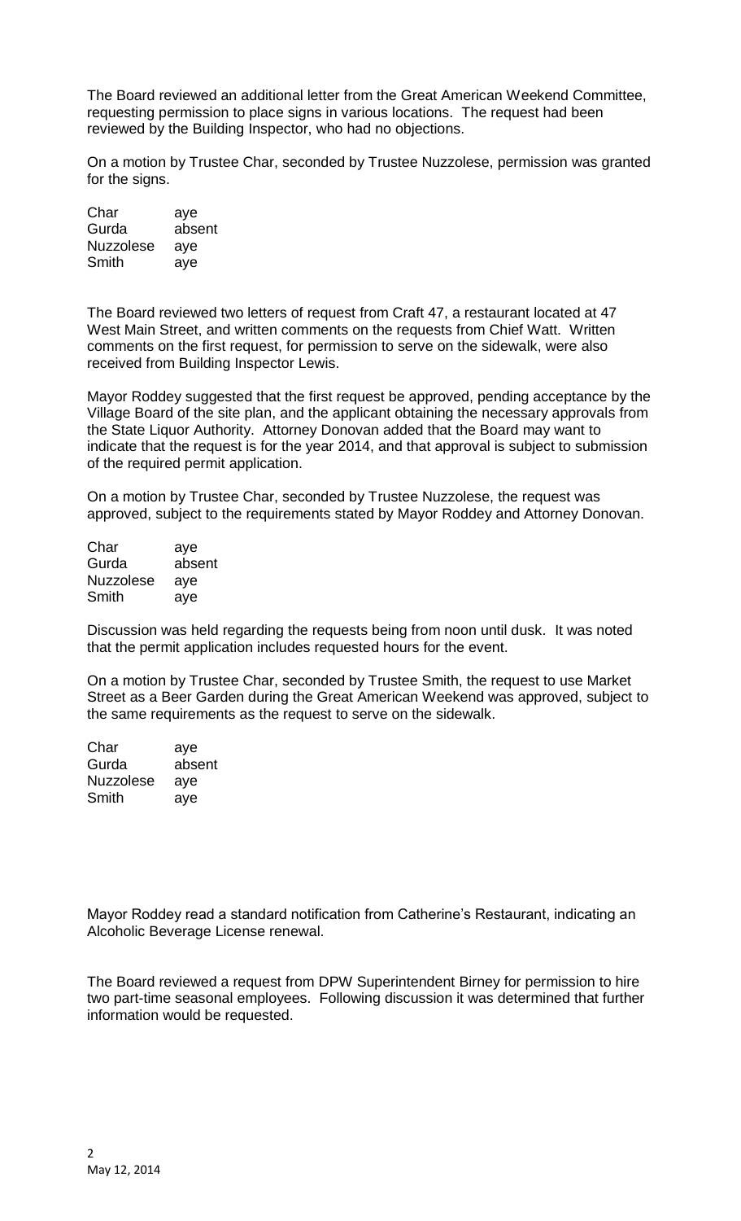The Board reviewed an additional letter from the Great American Weekend Committee, requesting permission to place signs in various locations. The request had been reviewed by the Building Inspector, who had no objections.

On a motion by Trustee Char, seconded by Trustee Nuzzolese, permission was granted for the signs.

| | |
|---|---|
| Char | aye |
| Gurda | absent |
| Nuzzolese | aye |
| Smith | aye |

The Board reviewed two letters of request from Craft 47, a restaurant located at 47 West Main Street, and written comments on the requests from Chief Watt. Written comments on the first request, for permission to serve on the sidewalk, were also received from Building Inspector Lewis.

Mayor Roddey suggested that the first request be approved, pending acceptance by the Village Board of the site plan, and the applicant obtaining the necessary approvals from the State Liquor Authority. Attorney Donovan added that the Board may want to indicate that the request is for the year 2014, and that approval is subject to submission of the required permit application.

On a motion by Trustee Char, seconded by Trustee Nuzzolese, the request was approved, subject to the requirements stated by Mayor Roddey and Attorney Donovan.

| | |
|---|---|
| Char | aye |
| Gurda | absent |
| Nuzzolese | aye |
| Smith | aye |

Discussion was held regarding the requests being from noon until dusk. It was noted that the permit application includes requested hours for the event.

On a motion by Trustee Char, seconded by Trustee Smith, the request to use Market Street as a Beer Garden during the Great American Weekend was approved, subject to the same requirements as the request to serve on the sidewalk.

| | |
|---|---|
| Char | aye |
| Gurda | absent |
| Nuzzolese | aye |
| Smith | aye |

Mayor Roddey read a standard notification from Catherine's Restaurant, indicating an Alcoholic Beverage License renewal.

The Board reviewed a request from DPW Superintendent Birney for permission to hire two part-time seasonal employees. Following discussion it was determined that further information would be requested.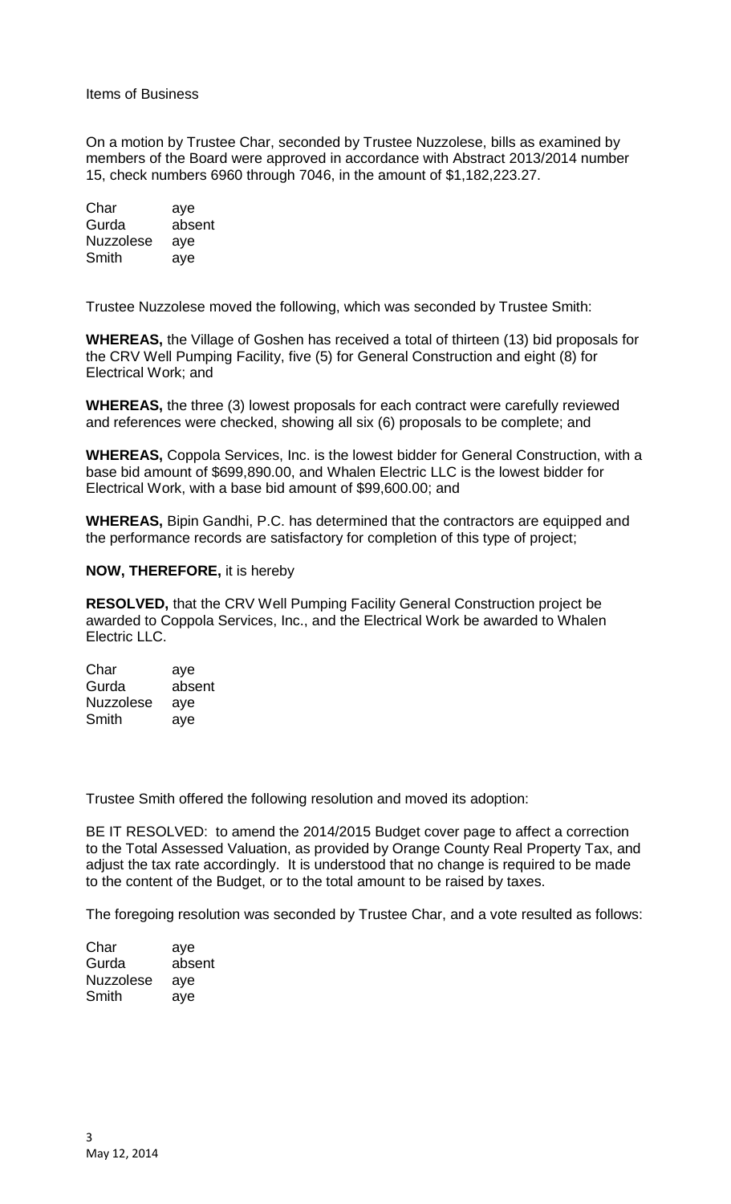Items of Business

On a motion by Trustee Char, seconded by Trustee Nuzzolese, bills as examined by members of the Board were approved in accordance with Abstract 2013/2014 number 15, check numbers 6960 through 7046, in the amount of $1,182,223.27.

| | |
|---|---|
| Char | aye |
| Gurda | absent |
| Nuzzolese | aye |
| Smith | aye |

Trustee Nuzzolese moved the following, which was seconded by Trustee Smith:

**WHEREAS,** the Village of Goshen has received a total of thirteen (13) bid proposals for the CRV Well Pumping Facility, five (5) for General Construction and eight (8) for Electrical Work; and

**WHEREAS,** the three (3) lowest proposals for each contract were carefully reviewed and references were checked, showing all six (6) proposals to be complete; and

**WHEREAS,** Coppola Services, Inc. is the lowest bidder for General Construction, with a base bid amount of $699,890.00, and Whalen Electric LLC is the lowest bidder for Electrical Work, with a base bid amount of $99,600.00; and

**WHEREAS,** Bipin Gandhi, P.C. has determined that the contractors are equipped and the performance records are satisfactory for completion of this type of project;

**NOW, THEREFORE,** it is hereby

**RESOLVED,** that the CRV Well Pumping Facility General Construction project be awarded to Coppola Services, Inc., and the Electrical Work be awarded to Whalen Electric LLC.

| | |
|---|---|
| Char | aye |
| Gurda | absent |
| Nuzzolese | aye |
| Smith | aye |

Trustee Smith offered the following resolution and moved its adoption:

BE IT RESOLVED: to amend the 2014/2015 Budget cover page to affect a correction to the Total Assessed Valuation, as provided by Orange County Real Property Tax, and adjust the tax rate accordingly. It is understood that no change is required to be made to the content of the Budget, or to the total amount to be raised by taxes.

The foregoing resolution was seconded by Trustee Char, and a vote resulted as follows:

| | |
|---|---|
| Char | aye |
| Gurda | absent |
| Nuzzolese | aye |
| Smith | aye |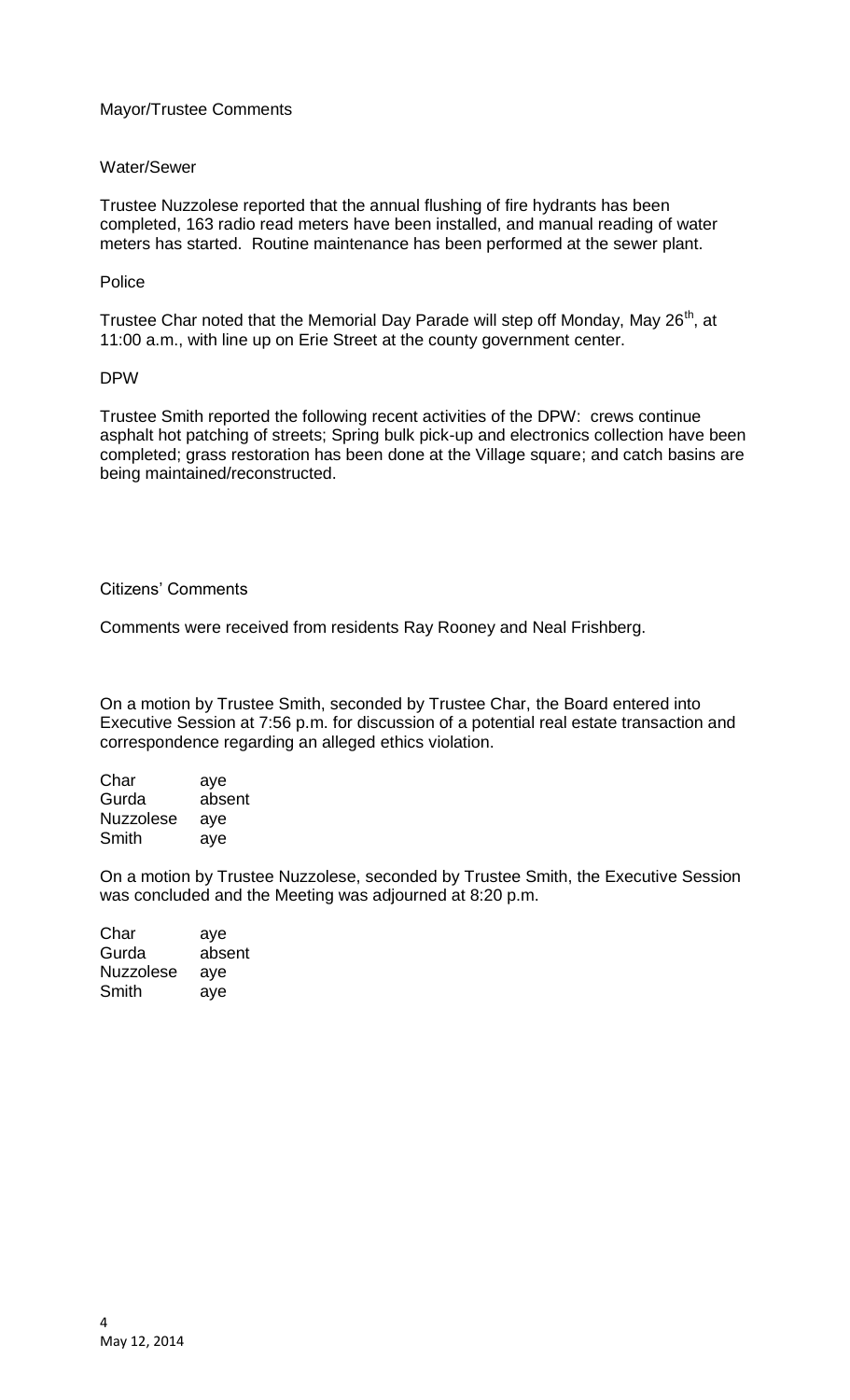Mayor/Trustee Comments

Water/Sewer

Trustee Nuzzolese reported that the annual flushing of fire hydrants has been completed, 163 radio read meters have been installed, and manual reading of water meters has started. Routine maintenance has been performed at the sewer plant.

Police

Trustee Char noted that the Memorial Day Parade will step off Monday, May 26th, at 11:00 a.m., with line up on Erie Street at the county government center.

DPW

Trustee Smith reported the following recent activities of the DPW: crews continue asphalt hot patching of streets; Spring bulk pick-up and electronics collection have been completed; grass restoration has been done at the Village square; and catch basins are being maintained/reconstructed.

Citizens' Comments

Comments were received from residents Ray Rooney and Neal Frishberg.

On a motion by Trustee Smith, seconded by Trustee Char, the Board entered into Executive Session at 7:56 p.m. for discussion of a potential real estate transaction and correspondence regarding an alleged ethics violation.

| | |
|---|---|
| Char | aye |
| Gurda | absent |
| Nuzzolese | aye |
| Smith | aye |

On a motion by Trustee Nuzzolese, seconded by Trustee Smith, the Executive Session was concluded and the Meeting was adjourned at 8:20 p.m.

| | |
|---|---|
| Char | aye |
| Gurda | absent |
| Nuzzolese | aye |
| Smith | aye |